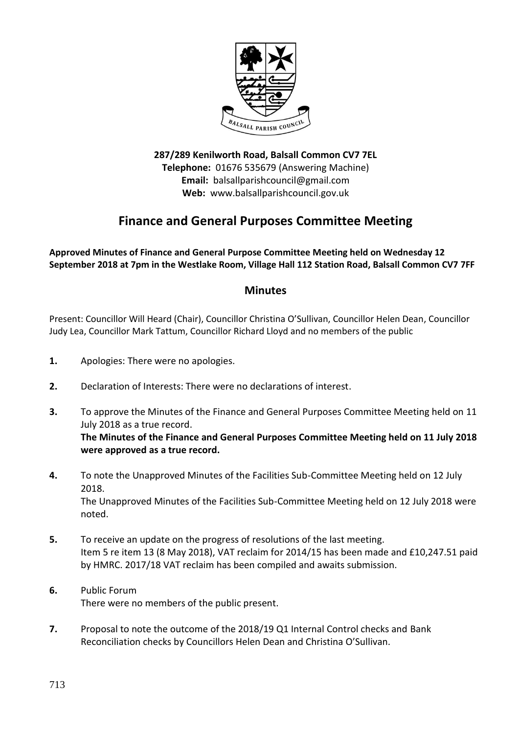**287/289 Kenilworth Road, Balsall Common CV7 7EL**
**Telephone:** 01676 535679 (Answering Machine)
**Email:** balsallparishcouncil@gmail.com
**Web:** www.balsallparishcouncil.gov.uk

# Finance and General Purposes Committee Meeting

**Approved Minutes of Finance and General Purpose Committee Meeting held on Wednesday 12 September 2018 at 7pm in the Westlake Room, Village Hall 112 Station Road, Balsall Common CV7 7FF**

## Minutes

Present: Councillor Will Heard (Chair), Councillor Christina O'Sullivan, Councillor Helen Dean, Councillor Judy Lea, Councillor Mark Tattum, Councillor Richard Lloyd and no members of the public

**1.** Apologies: There were no apologies.

**2.** Declaration of Interests: There were no declarations of interest.

**3.** To approve the Minutes of the Finance and General Purposes Committee Meeting held on 11 July 2018 as a true record.
**The Minutes of the Finance and General Purposes Committee Meeting held on 11 July 2018 were approved as a true record.**

**4.** To note the Unapproved Minutes of the Facilities Sub-Committee Meeting held on 12 July 2018.
The Unapproved Minutes of the Facilities Sub-Committee Meeting held on 12 July 2018 were noted.

**5.** To receive an update on the progress of resolutions of the last meeting.
Item 5 re item 13 (8 May 2018), VAT reclaim for 2014/15 has been made and £10,247.51 paid by HMRC. 2017/18 VAT reclaim has been compiled and awaits submission.

**6.** Public Forum
There were no members of the public present.

**7.** Proposal to note the outcome of the 2018/19 Q1 Internal Control checks and Bank Reconciliation checks by Councillors Helen Dean and Christina O'Sullivan.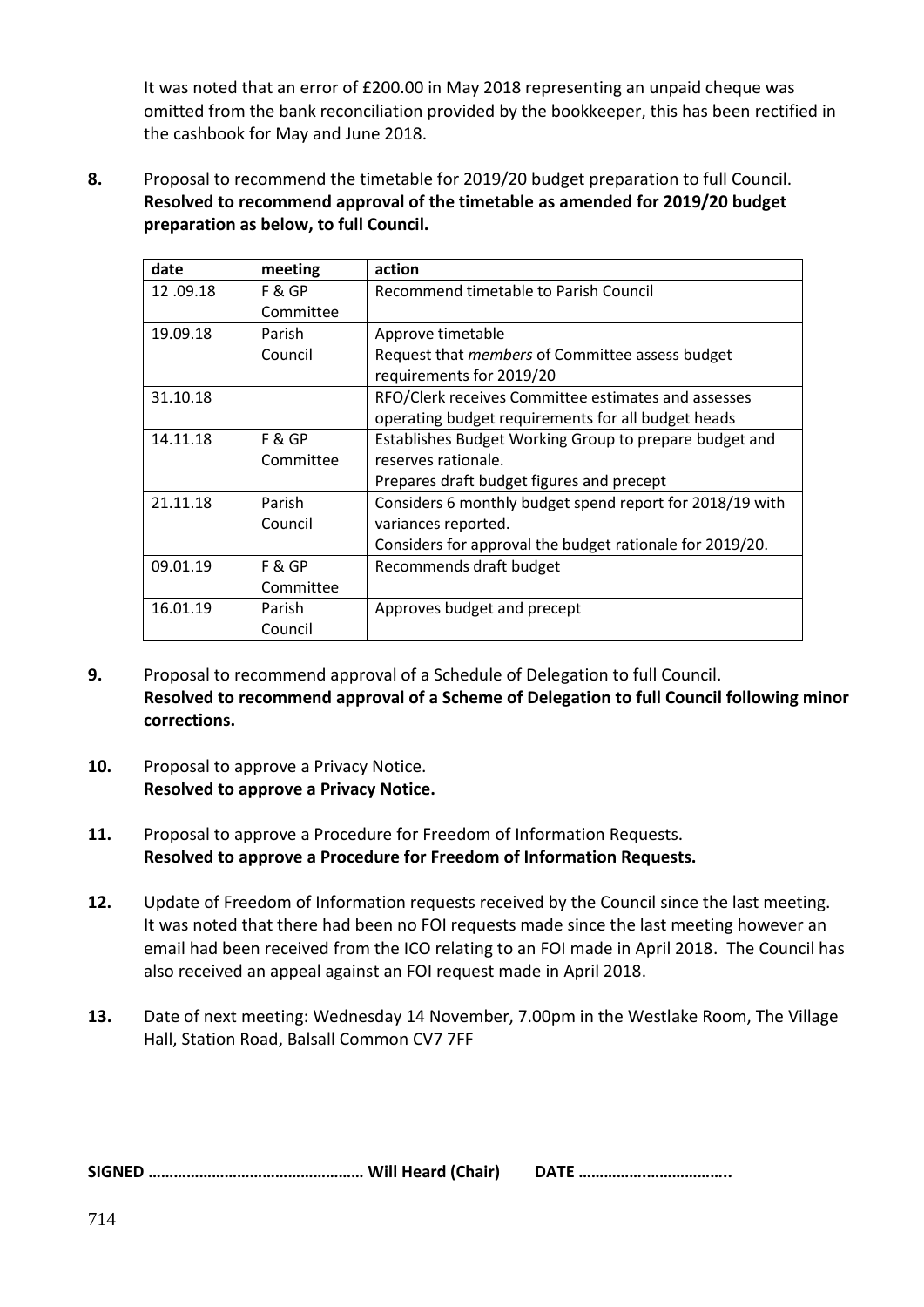It was noted that an error of £200.00 in May 2018 representing an unpaid cheque was omitted from the bank reconciliation provided by the bookkeeper, this has been rectified in the cashbook for May and June 2018.

**8.** Proposal to recommend the timetable for 2019/20 budget preparation to full Council.
**Resolved to recommend approval of the timetable as amended for 2019/20 budget preparation as below, to full Council.**

| date | meeting | action |
|---|---|---|
| 12 .09.18 | F & GP Committee | Recommend timetable to Parish Council |
| 19.09.18 | Parish Council | Approve timetable<br>Request that *members* of Committee assess budget requirements for 2019/20 |
| 31.10.18 | | RFO/Clerk receives Committee estimates and assesses operating budget requirements for all budget heads |
| 14.11.18 | F & GP Committee | Establishes Budget Working Group to prepare budget and reserves rationale.<br>Prepares draft budget figures and precept |
| 21.11.18 | Parish Council | Considers 6 monthly budget spend report for 2018/19 with variances reported.<br>Considers for approval the budget rationale for 2019/20. |
| 09.01.19 | F & GP Committee | Recommends draft budget |
| 16.01.19 | Parish Council | Approves budget and precept |

**9.** Proposal to recommend approval of a Schedule of Delegation to full Council.
**Resolved to recommend approval of a Scheme of Delegation to full Council following minor corrections.**

**10.** Proposal to approve a Privacy Notice.
**Resolved to approve a Privacy Notice.**

**11.** Proposal to approve a Procedure for Freedom of Information Requests.
**Resolved to approve a Procedure for Freedom of Information Requests.**

**12.** Update of Freedom of Information requests received by the Council since the last meeting. It was noted that there had been no FOI requests made since the last meeting however an email had been received from the ICO relating to an FOI made in April 2018. The Council has also received an appeal against an FOI request made in April 2018.

**13.** Date of next meeting: Wednesday 14 November, 7.00pm in the Westlake Room, The Village Hall, Station Road, Balsall Common CV7 7FF

**SIGNED ………………………………………… Will Heard (Chair) DATE ……………………………..**